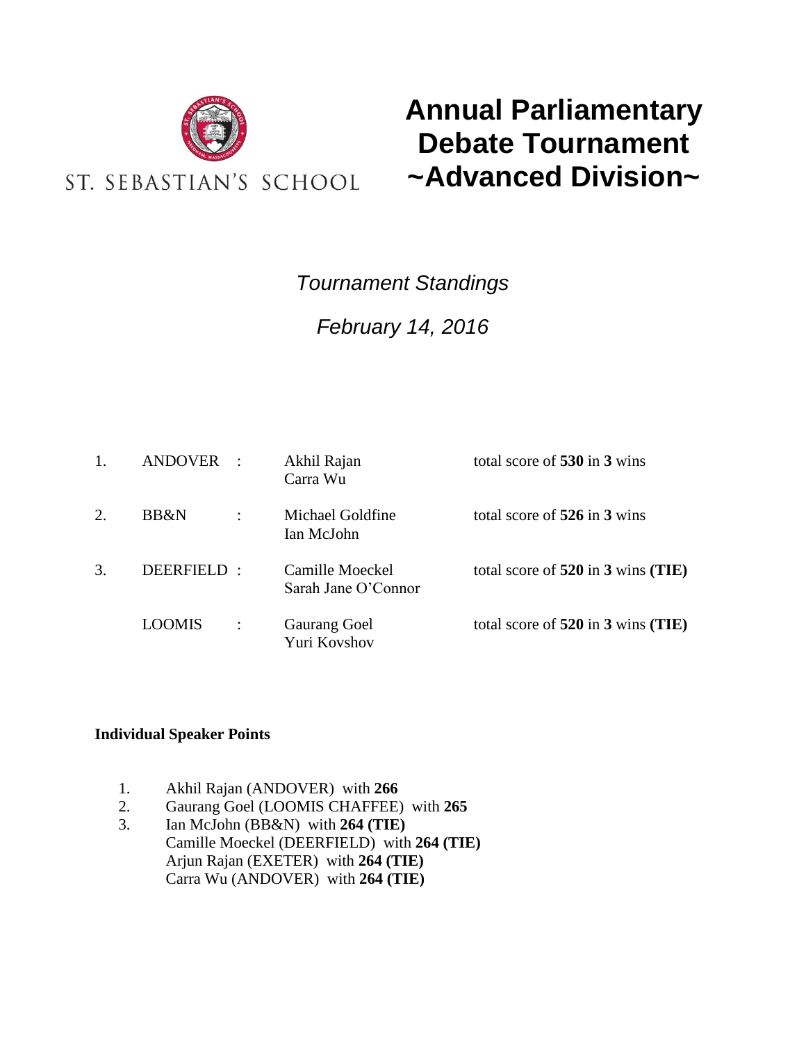ST. SEBASTIAN'S SCHOOL

# Annual Parliamentary Debate Tournament ~Advanced Division~

*Tournament Standings*

*February 14, 2016*

| | | | |
|---|---|---|---|
| 1. | ANDOVER : | Akhil Rajan<br>Carra Wu | total score of **530** in **3** wins |
| 2. | BB&N : | Michael Goldfine<br>Ian McJohn | total score of **526** in **3** wins |
| 3. | DEERFIELD : | Camille Moeckel<br>Sarah Jane O'Connor | total score of **520** in **3** wins **(TIE)** |
| | LOOMIS : | Gaurang Goel<br>Yuri Kovshov | total score of **520** in **3** wins **(TIE)** |

**Individual Speaker Points**

1. Akhil Rajan (ANDOVER) with **266**
2. Gaurang Goel (LOOMIS CHAFFEE) with **265**
3. Ian McJohn (BB&N) with **264 (TIE)**
   Camille Moeckel (DEERFIELD) with **264 (TIE)**
   Arjun Rajan (EXETER) with **264 (TIE)**
   Carra Wu (ANDOVER) with **264 (TIE)**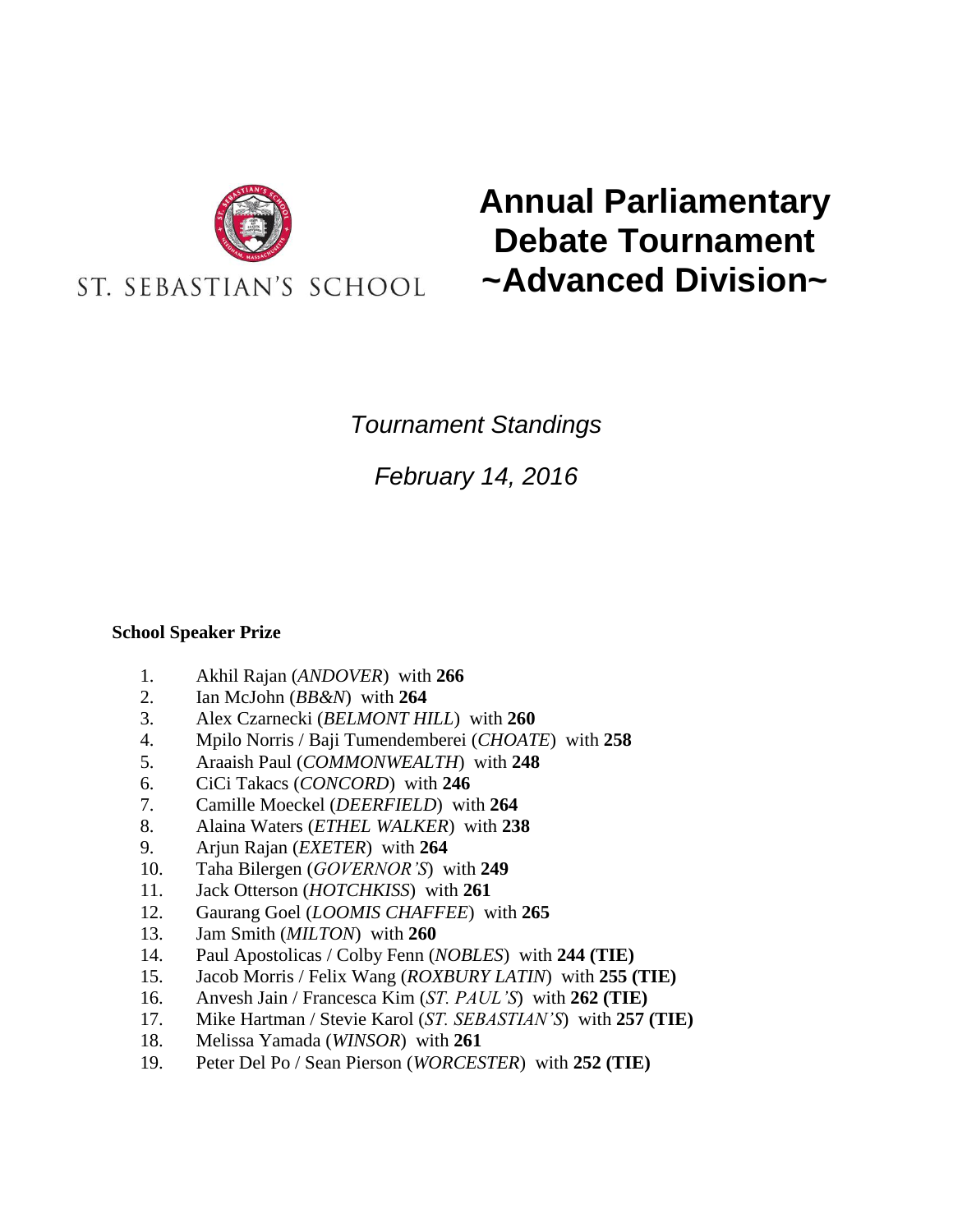ST. SEBASTIAN'S SCHOOL

# Annual Parliamentary Debate Tournament ~Advanced Division~

*Tournament Standings*

*February 14, 2016*

**School Speaker Prize**

1. Akhil Rajan (*ANDOVER*) with **266**
2. Ian McJohn (*BB&N*) with **264**
3. Alex Czarnecki (*BELMONT HILL*) with **260**
4. Mpilo Norris / Baji Tumendemberei (*CHOATE*) with **258**
5. Araaish Paul (*COMMONWEALTH*) with **248**
6. CiCi Takacs (*CONCORD*) with **246**
7. Camille Moeckel (*DEERFIELD*) with **264**
8. Alaina Waters (*ETHEL WALKER*) with **238**
9. Arjun Rajan (*EXETER*) with **264**
10. Taha Bilergen (*GOVERNOR'S*) with **249**
11. Jack Otterson (*HOTCHKISS*) with **261**
12. Gaurang Goel (*LOOMIS CHAFFEE*) with **265**
13. Jam Smith (*MILTON*) with **260**
14. Paul Apostolicas / Colby Fenn (*NOBLES*) with **244 (TIE)**
15. Jacob Morris / Felix Wang (*ROXBURY LATIN*) with **255 (TIE)**
16. Anvesh Jain / Francesca Kim (*ST. PAUL'S*) with **262 (TIE)**
17. Mike Hartman / Stevie Karol (*ST. SEBASTIAN'S*) with **257 (TIE)**
18. Melissa Yamada (*WINSOR*) with **261**
19. Peter Del Po / Sean Pierson (*WORCESTER*) with **252 (TIE)**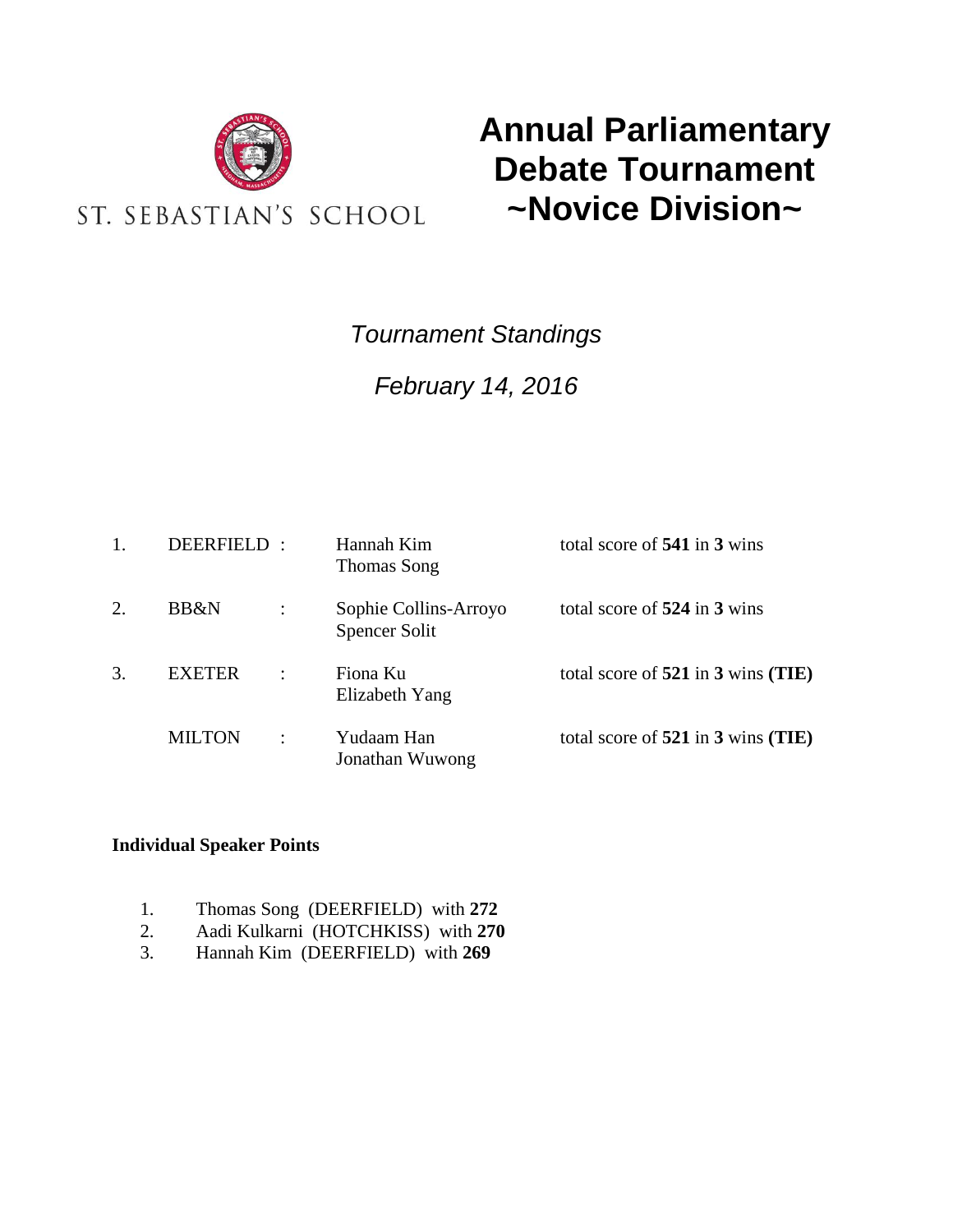ST. SEBASTIAN'S SCHOOL

# Annual Parliamentary Debate Tournament ~Novice Division~

*Tournament Standings*

*February 14, 2016*

| | | | |
|---|---|---|---|
| 1. | DEERFIELD : | Hannah Kim<br>Thomas Song | total score of **541** in **3** wins |
| 2. | BB&N : | Sophie Collins-Arroyo<br>Spencer Solit | total score of **524** in **3** wins |
| 3. | EXETER : | Fiona Ku<br>Elizabeth Yang | total score of **521** in **3** wins **(TIE)** |
| | MILTON : | Yudaam Han<br>Jonathan Wuwong | total score of **521** in **3** wins **(TIE)** |

**Individual Speaker Points**

1. Thomas Song (DEERFIELD) with **272**
2. Aadi Kulkarni (HOTCHKISS) with **270**
3. Hannah Kim (DEERFIELD) with **269**